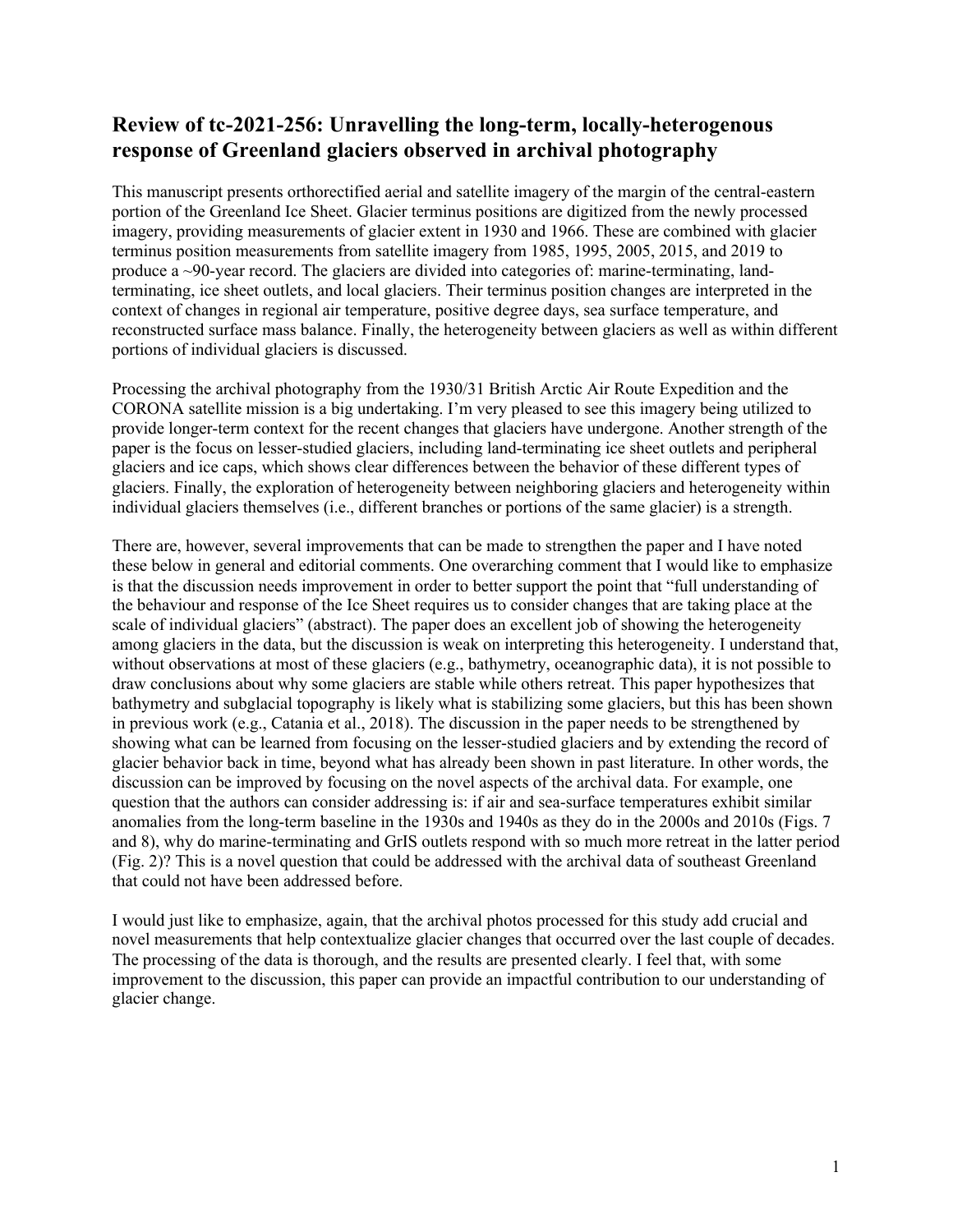## Review of tc-2021-256: Unravelling the long-term, locally-heterogenous response of Greenland glaciers observed in archival photography

This manuscript presents orthorectified aerial and satellite imagery of the margin of the central-eastern portion of the Greenland Ice Sheet. Glacier terminus positions are digitized from the newly processed imagery, providing measurements of glacier extent in 1930 and 1966. These are combined with glacier terminus position measurements from satellite imagery from 1985, 1995, 2005, 2015, and 2019 to produce a ~90-year record. The glaciers are divided into categories of: marine-terminating, land-terminating, ice sheet outlets, and local glaciers. Their terminus position changes are interpreted in the context of changes in regional air temperature, positive degree days, sea surface temperature, and reconstructed surface mass balance. Finally, the heterogeneity between glaciers as well as within different portions of individual glaciers is discussed.

Processing the archival photography from the 1930/31 British Arctic Air Route Expedition and the CORONA satellite mission is a big undertaking. I'm very pleased to see this imagery being utilized to provide longer-term context for the recent changes that glaciers have undergone. Another strength of the paper is the focus on lesser-studied glaciers, including land-terminating ice sheet outlets and peripheral glaciers and ice caps, which shows clear differences between the behavior of these different types of glaciers. Finally, the exploration of heterogeneity between neighboring glaciers and heterogeneity within individual glaciers themselves (i.e., different branches or portions of the same glacier) is a strength.

There are, however, several improvements that can be made to strengthen the paper and I have noted these below in general and editorial comments. One overarching comment that I would like to emphasize is that the discussion needs improvement in order to better support the point that "full understanding of the behaviour and response of the Ice Sheet requires us to consider changes that are taking place at the scale of individual glaciers" (abstract). The paper does an excellent job of showing the heterogeneity among glaciers in the data, but the discussion is weak on interpreting this heterogeneity. I understand that, without observations at most of these glaciers (e.g., bathymetry, oceanographic data), it is not possible to draw conclusions about why some glaciers are stable while others retreat. This paper hypothesizes that bathymetry and subglacial topography is likely what is stabilizing some glaciers, but this has been shown in previous work (e.g., Catania et al., 2018). The discussion in the paper needs to be strengthened by showing what can be learned from focusing on the lesser-studied glaciers and by extending the record of glacier behavior back in time, beyond what has already been shown in past literature. In other words, the discussion can be improved by focusing on the novel aspects of the archival data. For example, one question that the authors can consider addressing is: if air and sea-surface temperatures exhibit similar anomalies from the long-term baseline in the 1930s and 1940s as they do in the 2000s and 2010s (Figs. 7 and 8), why do marine-terminating and GrIS outlets respond with so much more retreat in the latter period (Fig. 2)? This is a novel question that could be addressed with the archival data of southeast Greenland that could not have been addressed before.

I would just like to emphasize, again, that the archival photos processed for this study add crucial and novel measurements that help contextualize glacier changes that occurred over the last couple of decades. The processing of the data is thorough, and the results are presented clearly. I feel that, with some improvement to the discussion, this paper can provide an impactful contribution to our understanding of glacier change.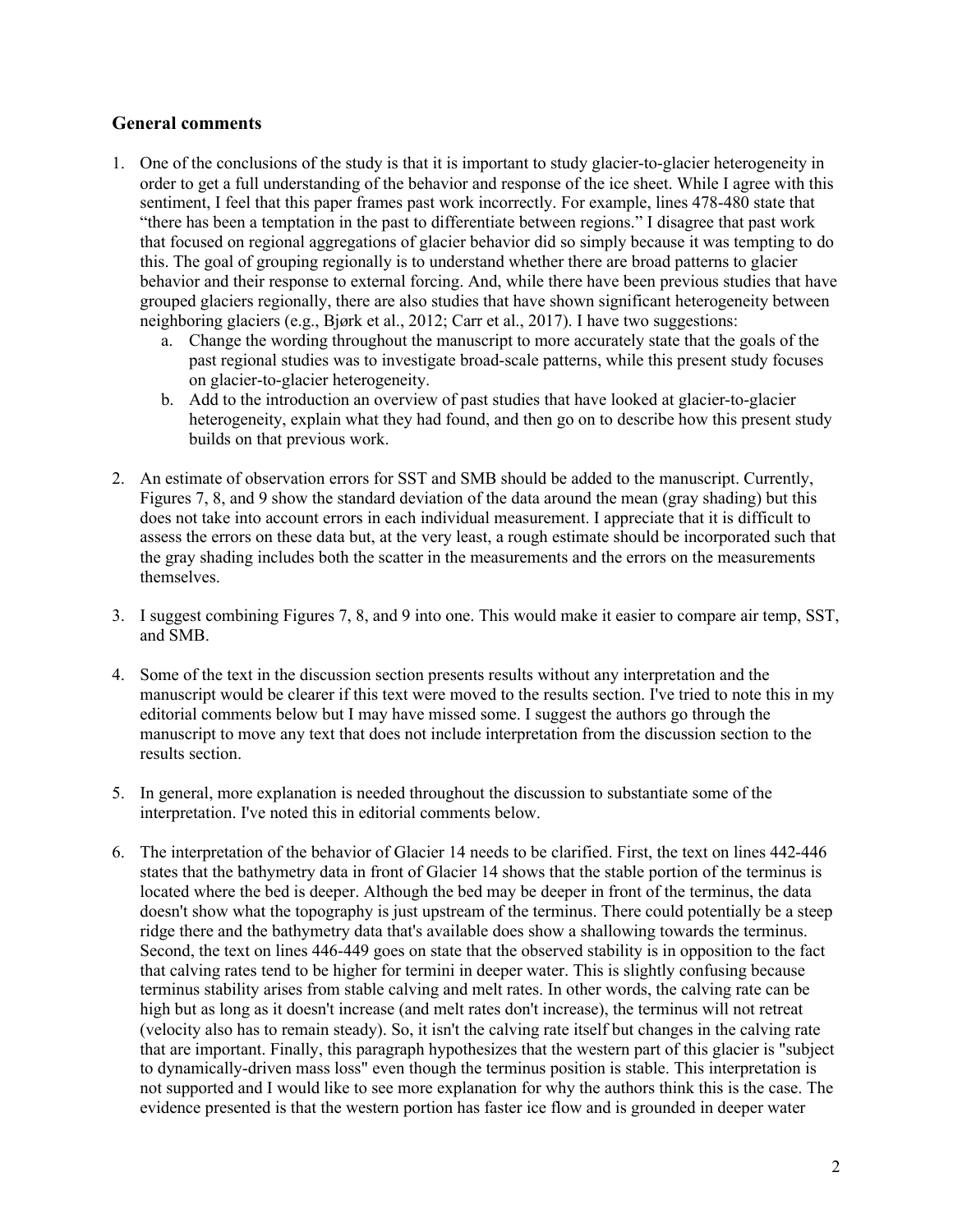### General comments

1. One of the conclusions of the study is that it is important to study glacier-to-glacier heterogeneity in order to get a full understanding of the behavior and response of the ice sheet. While I agree with this sentiment, I feel that this paper frames past work incorrectly. For example, lines 478-480 state that "there has been a temptation in the past to differentiate between regions." I disagree that past work that focused on regional aggregations of glacier behavior did so simply because it was tempting to do this. The goal of grouping regionally is to understand whether there are broad patterns to glacier behavior and their response to external forcing. And, while there have been previous studies that have grouped glaciers regionally, there are also studies that have shown significant heterogeneity between neighboring glaciers (e.g., Bjørk et al., 2012; Carr et al., 2017). I have two suggestions:
    a. Change the wording throughout the manuscript to more accurately state that the goals of the past regional studies was to investigate broad-scale patterns, while this present study focuses on glacier-to-glacier heterogeneity.
    b. Add to the introduction an overview of past studies that have looked at glacier-to-glacier heterogeneity, explain what they had found, and then go on to describe how this present study builds on that previous work.

2. An estimate of observation errors for SST and SMB should be added to the manuscript. Currently, Figures 7, 8, and 9 show the standard deviation of the data around the mean (gray shading) but this does not take into account errors in each individual measurement. I appreciate that it is difficult to assess the errors on these data but, at the very least, a rough estimate should be incorporated such that the gray shading includes both the scatter in the measurements and the errors on the measurements themselves.

3. I suggest combining Figures 7, 8, and 9 into one. This would make it easier to compare air temp, SST, and SMB.

4. Some of the text in the discussion section presents results without any interpretation and the manuscript would be clearer if this text were moved to the results section. I've tried to note this in my editorial comments below but I may have missed some. I suggest the authors go through the manuscript to move any text that does not include interpretation from the discussion section to the results section.

5. In general, more explanation is needed throughout the discussion to substantiate some of the interpretation. I've noted this in editorial comments below.

6. The interpretation of the behavior of Glacier 14 needs to be clarified. First, the text on lines 442-446 states that the bathymetry data in front of Glacier 14 shows that the stable portion of the terminus is located where the bed is deeper. Although the bed may be deeper in front of the terminus, the data doesn't show what the topography is just upstream of the terminus. There could potentially be a steep ridge there and the bathymetry data that's available does show a shallowing towards the terminus. Second, the text on lines 446-449 goes on state that the observed stability is in opposition to the fact that calving rates tend to be higher for termini in deeper water. This is slightly confusing because terminus stability arises from stable calving and melt rates. In other words, the calving rate can be high but as long as it doesn't increase (and melt rates don't increase), the terminus will not retreat (velocity also has to remain steady). So, it isn't the calving rate itself but changes in the calving rate that are important. Finally, this paragraph hypothesizes that the western part of this glacier is "subject to dynamically-driven mass loss" even though the terminus position is stable. This interpretation is not supported and I would like to see more explanation for why the authors think this is the case. The evidence presented is that the western portion has faster ice flow and is grounded in deeper water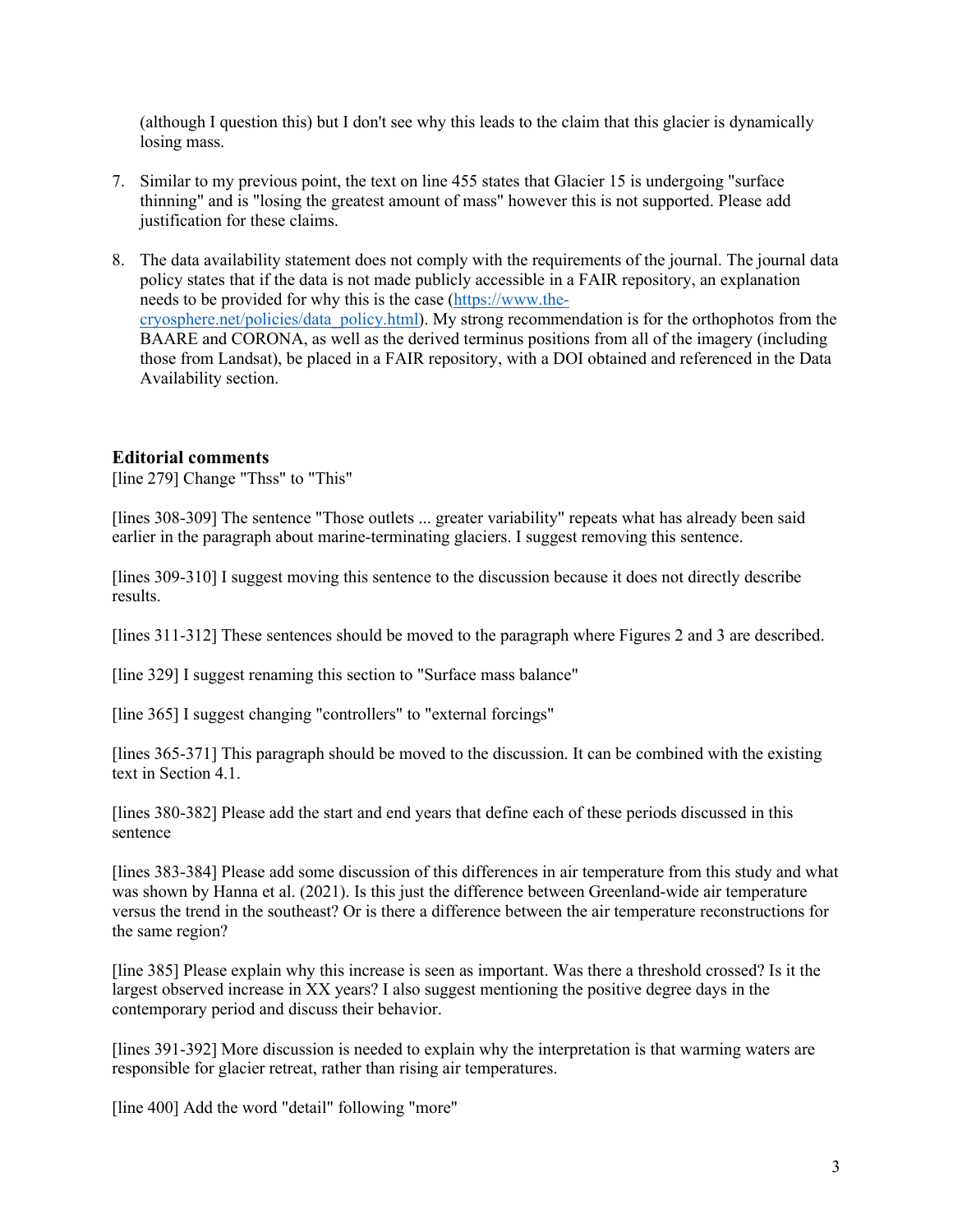(although I question this) but I don't see why this leads to the claim that this glacier is dynamically losing mass.

7. Similar to my previous point, the text on line 455 states that Glacier 15 is undergoing "surface thinning" and is "losing the greatest amount of mass" however this is not supported. Please add justification for these claims.

8. The data availability statement does not comply with the requirements of the journal. The journal data policy states that if the data is not made publicly accessible in a FAIR repository, an explanation needs to be provided for why this is the case (https://www.the-cryosphere.net/policies/data_policy.html). My strong recommendation is for the orthophotos from the BAARE and CORONA, as well as the derived terminus positions from all of the imagery (including those from Landsat), be placed in a FAIR repository, with a DOI obtained and referenced in the Data Availability section.

### Editorial comments

[line 279] Change "Thss" to "This"

[lines 308-309] The sentence "Those outlets ... greater variability" repeats what has already been said earlier in the paragraph about marine-terminating glaciers. I suggest removing this sentence.

[lines 309-310] I suggest moving this sentence to the discussion because it does not directly describe results.

[lines 311-312] These sentences should be moved to the paragraph where Figures 2 and 3 are described.

[line 329] I suggest renaming this section to "Surface mass balance"

[line 365] I suggest changing "controllers" to "external forcings"

[lines 365-371] This paragraph should be moved to the discussion. It can be combined with the existing text in Section 4.1.

[lines 380-382] Please add the start and end years that define each of these periods discussed in this sentence

[lines 383-384] Please add some discussion of this differences in air temperature from this study and what was shown by Hanna et al. (2021). Is this just the difference between Greenland-wide air temperature versus the trend in the southeast? Or is there a difference between the air temperature reconstructions for the same region?

[line 385] Please explain why this increase is seen as important. Was there a threshold crossed? Is it the largest observed increase in XX years? I also suggest mentioning the positive degree days in the contemporary period and discuss their behavior.

[lines 391-392] More discussion is needed to explain why the interpretation is that warming waters are responsible for glacier retreat, rather than rising air temperatures.

[line 400] Add the word "detail" following "more"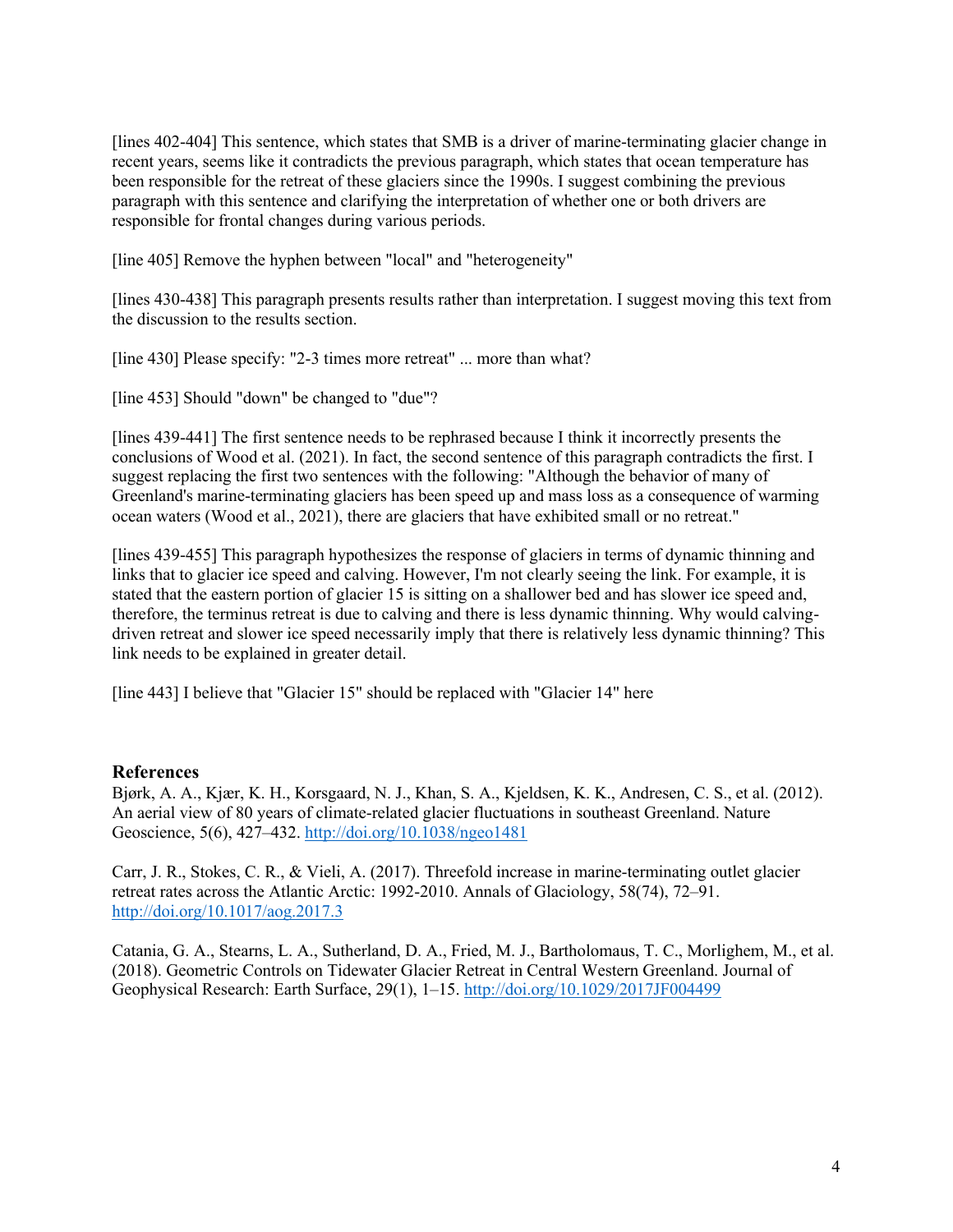[lines 402-404] This sentence, which states that SMB is a driver of marine-terminating glacier change in recent years, seems like it contradicts the previous paragraph, which states that ocean temperature has been responsible for the retreat of these glaciers since the 1990s. I suggest combining the previous paragraph with this sentence and clarifying the interpretation of whether one or both drivers are responsible for frontal changes during various periods.

[line 405] Remove the hyphen between "local" and "heterogeneity"

[lines 430-438] This paragraph presents results rather than interpretation. I suggest moving this text from the discussion to the results section.

[line 430] Please specify: "2-3 times more retreat" ... more than what?

[line 453] Should "down" be changed to "due"?

[lines 439-441] The first sentence needs to be rephrased because I think it incorrectly presents the conclusions of Wood et al. (2021). In fact, the second sentence of this paragraph contradicts the first. I suggest replacing the first two sentences with the following: "Although the behavior of many of Greenland's marine-terminating glaciers has been speed up and mass loss as a consequence of warming ocean waters (Wood et al., 2021), there are glaciers that have exhibited small or no retreat."

[lines 439-455] This paragraph hypothesizes the response of glaciers in terms of dynamic thinning and links that to glacier ice speed and calving. However, I'm not clearly seeing the link. For example, it is stated that the eastern portion of glacier 15 is sitting on a shallower bed and has slower ice speed and, therefore, the terminus retreat is due to calving and there is less dynamic thinning. Why would calving-driven retreat and slower ice speed necessarily imply that there is relatively less dynamic thinning? This link needs to be explained in greater detail.

[line 443] I believe that "Glacier 15" should be replaced with "Glacier 14" here

## References

Bjørk, A. A., Kjær, K. H., Korsgaard, N. J., Khan, S. A., Kjeldsen, K. K., Andresen, C. S., et al. (2012). An aerial view of 80 years of climate-related glacier fluctuations in southeast Greenland. Nature Geoscience, 5(6), 427–432. http://doi.org/10.1038/ngeo1481

Carr, J. R., Stokes, C. R., & Vieli, A. (2017). Threefold increase in marine-terminating outlet glacier retreat rates across the Atlantic Arctic: 1992-2010. Annals of Glaciology, 58(74), 72–91. http://doi.org/10.1017/aog.2017.3

Catania, G. A., Stearns, L. A., Sutherland, D. A., Fried, M. J., Bartholomaus, T. C., Morlighem, M., et al. (2018). Geometric Controls on Tidewater Glacier Retreat in Central Western Greenland. Journal of Geophysical Research: Earth Surface, 29(1), 1–15. http://doi.org/10.1029/2017JF004499